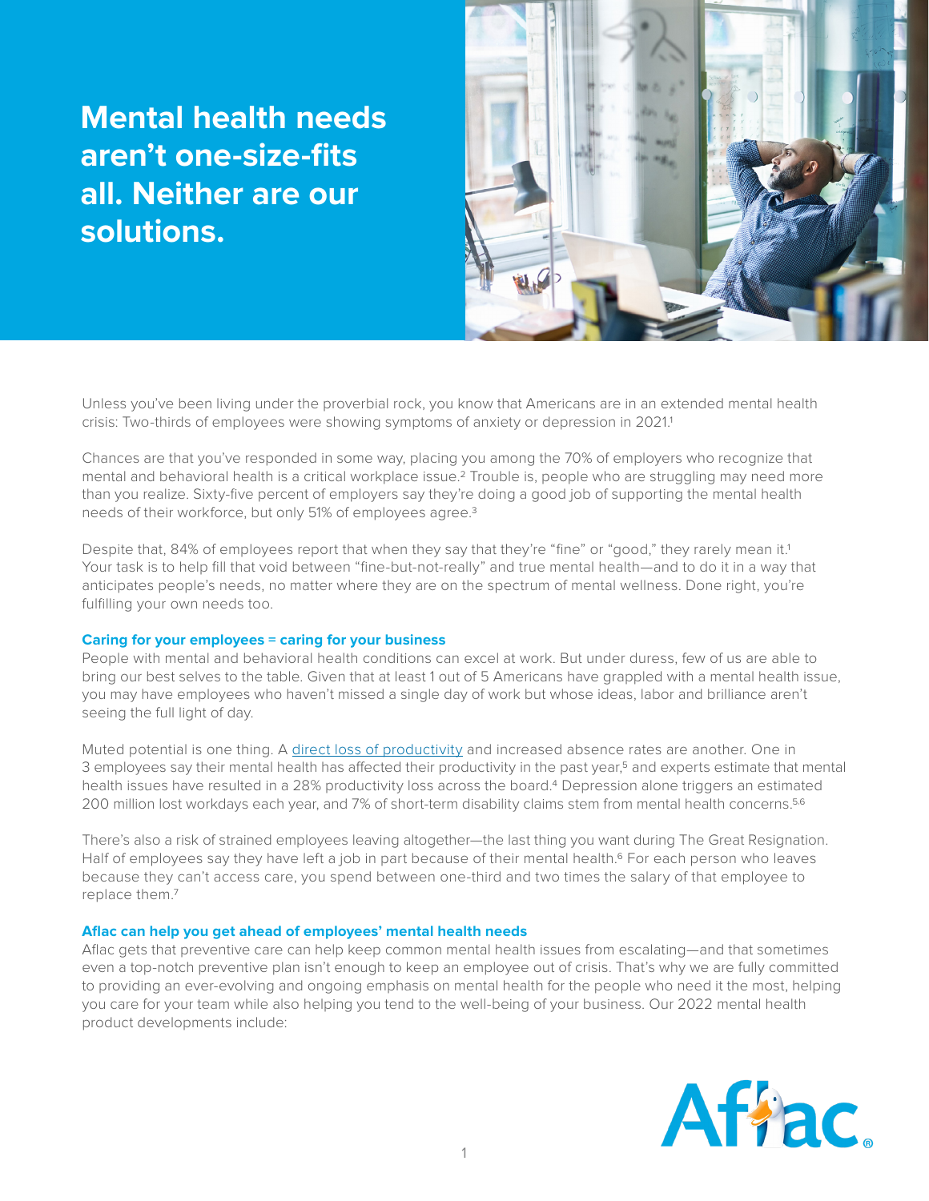# Mental health needs aren't one-size-fits all. Neither are our solutions.

Unless you've been living under the proverbial rock, you know that Americans are in an extended mental health crisis: Two-thirds of employees were showing symptoms of anxiety or depression in 2021.[1]

Chances are that you've responded in some way, placing you among the 70% of employers who recognize that mental and behavioral health is a critical workplace issue.[2] Trouble is, people who are struggling may need more than you realize. Sixty-five percent of employers say they're doing a good job of supporting the mental health needs of their workforce, but only 51% of employees agree.[3]

Despite that, 84% of employees report that when they say that they're "fine" or "good," they rarely mean it.[1] Your task is to help fill that void between "fine-but-not-really" and true mental health—and to do it in a way that anticipates people's needs, no matter where they are on the spectrum of mental wellness. Done right, you're fulfilling your own needs too.

### Caring for your employees = caring for your business

People with mental and behavioral health conditions can excel at work. But under duress, few of us are able to bring our best selves to the table. Given that at least 1 out of 5 Americans have grappled with a mental health issue, you may have employees who haven't missed a single day of work but whose ideas, labor and brilliance aren't seeing the full light of day.

Muted potential is one thing. A direct loss of productivity and increased absence rates are another. One in 3 employees say their mental health has affected their productivity in the past year,[5] and experts estimate that mental health issues have resulted in a 28% productivity loss across the board.[4] Depression alone triggers an estimated 200 million lost workdays each year, and 7% of short-term disability claims stem from mental health concerns.[5,6]

There's also a risk of strained employees leaving altogether—the last thing you want during The Great Resignation. Half of employees say they have left a job in part because of their mental health.[6] For each person who leaves because they can't access care, you spend between one-third and two times the salary of that employee to replace them.[7]

### Aflac can help you get ahead of employees' mental health needs

Aflac gets that preventive care can help keep common mental health issues from escalating—and that sometimes even a top-notch preventive plan isn't enough to keep an employee out of crisis. That's why we are fully committed to providing an ever-evolving and ongoing emphasis on mental health for the people who need it the most, helping you care for your team while also helping you tend to the well-being of your business. Our 2022 mental health product developments include: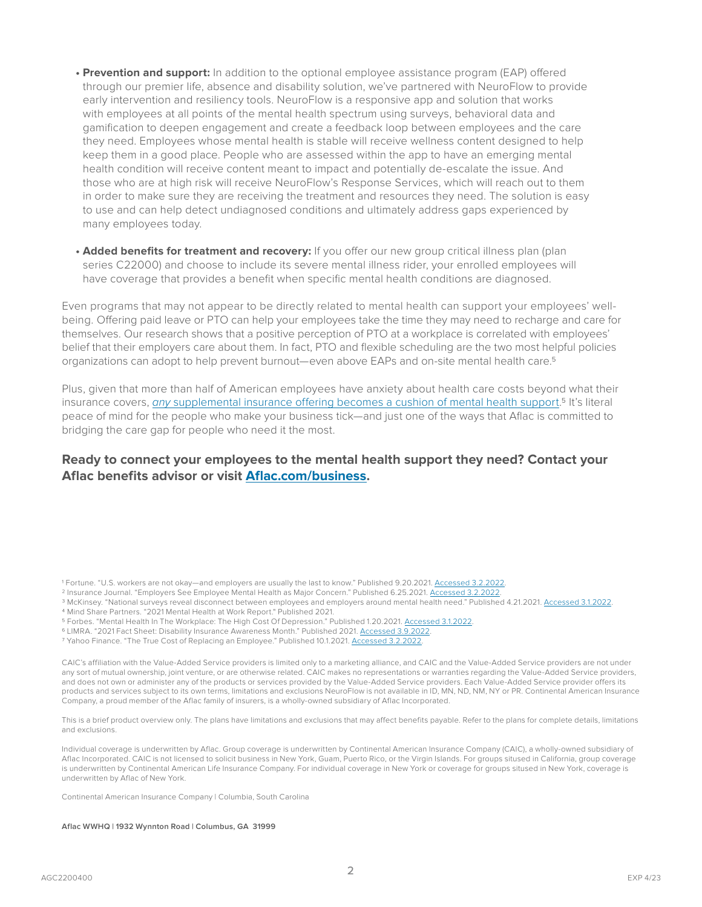- **Prevention and support:** In addition to the optional employee assistance program (EAP) offered through our premier life, absence and disability solution, we've partnered with NeuroFlow to provide early intervention and resiliency tools. NeuroFlow is a responsive app and solution that works with employees at all points of the mental health spectrum using surveys, behavioral data and gamification to deepen engagement and create a feedback loop between employees and the care they need. Employees whose mental health is stable will receive wellness content designed to help keep them in a good place. People who are assessed within the app to have an emerging mental health condition will receive content meant to impact and potentially de-escalate the issue. And those who are at high risk will receive NeuroFlow's Response Services, which will reach out to them in order to make sure they are receiving the treatment and resources they need. The solution is easy to use and can help detect undiagnosed conditions and ultimately address gaps experienced by many employees today.

- **Added benefits for treatment and recovery:** If you offer our new group critical illness plan (plan series C22000) and choose to include its severe mental illness rider, your enrolled employees will have coverage that provides a benefit when specific mental health conditions are diagnosed.

Even programs that may not appear to be directly related to mental health can support your employees' well-being. Offering paid leave or PTO can help your employees take the time they may need to recharge and care for themselves. Our research shows that a positive perception of PTO at a workplace is correlated with employees' belief that their employers care about them. In fact, PTO and flexible scheduling are the two most helpful policies organizations can adopt to help prevent burnout—even above EAPs and on-site mental health care.[5]

Plus, given that more than half of American employees have anxiety about health care costs beyond what their insurance covers, *any* supplemental insurance offering becomes a cushion of mental health support.[5] It's literal peace of mind for the people who make your business tick—and just one of the ways that Aflac is committed to bridging the care gap for people who need it the most.

**Ready to connect your employees to the mental health support they need? Contact your Aflac benefits advisor or visit Aflac.com/business.**

[1] Fortune. "U.S. workers are not okay—and employers are usually the last to know." Published 9.20.2021. Accessed 3.2.2022.
[2] Insurance Journal. "Employers See Employee Mental Health as Major Concern." Published 6.25.2021. Accessed 3.2.2022.
[3] McKinsey. "National surveys reveal disconnect between employees and employers around mental health need." Published 4.21.2021. Accessed 3.1.2022.
[4] Mind Share Partners. "2021 Mental Health at Work Report." Published 2021.
[5] Forbes. "Mental Health In The Workplace: The High Cost Of Depression." Published 1.20.2021. Accessed 3.1.2022.
[6] LIMRA. "2021 Fact Sheet: Disability Insurance Awareness Month." Published 2021. Accessed 3.9.2022.
[7] Yahoo Finance. "The True Cost of Replacing an Employee." Published 10.1.2021. Accessed 3.2.2022.

CAIC's affiliation with the Value-Added Service providers is limited only to a marketing alliance, and CAIC and the Value-Added Service providers are not under any sort of mutual ownership, joint venture, or are otherwise related. CAIC makes no representations or warranties regarding the Value-Added Service providers, and does not own or administer any of the products or services provided by the Value-Added Service providers. Each Value-Added Service provider offers its products and services subject to its own terms, limitations and exclusions NeuroFlow is not available in ID, MN, ND, NM, NY or PR. Continental American Insurance Company, a proud member of the Aflac family of insurers, is a wholly-owned subsidiary of Aflac Incorporated.

This is a brief product overview only. The plans have limitations and exclusions that may affect benefits payable. Refer to the plans for complete details, limitations and exclusions.

Individual coverage is underwritten by Aflac. Group coverage is underwritten by Continental American Insurance Company (CAIC), a wholly-owned subsidiary of Aflac Incorporated. CAIC is not licensed to solicit business in New York, Guam, Puerto Rico, or the Virgin Islands. For groups sitused in California, group coverage is underwritten by Continental American Life Insurance Company. For individual coverage in New York or coverage for groups sitused in New York, coverage is underwritten by Aflac of New York.

Continental American Insurance Company | Columbia, South Carolina

**Aflac WWHQ | 1932 Wynnton Road | Columbus, GA 31999**

AGC2200400 EXP 4/23